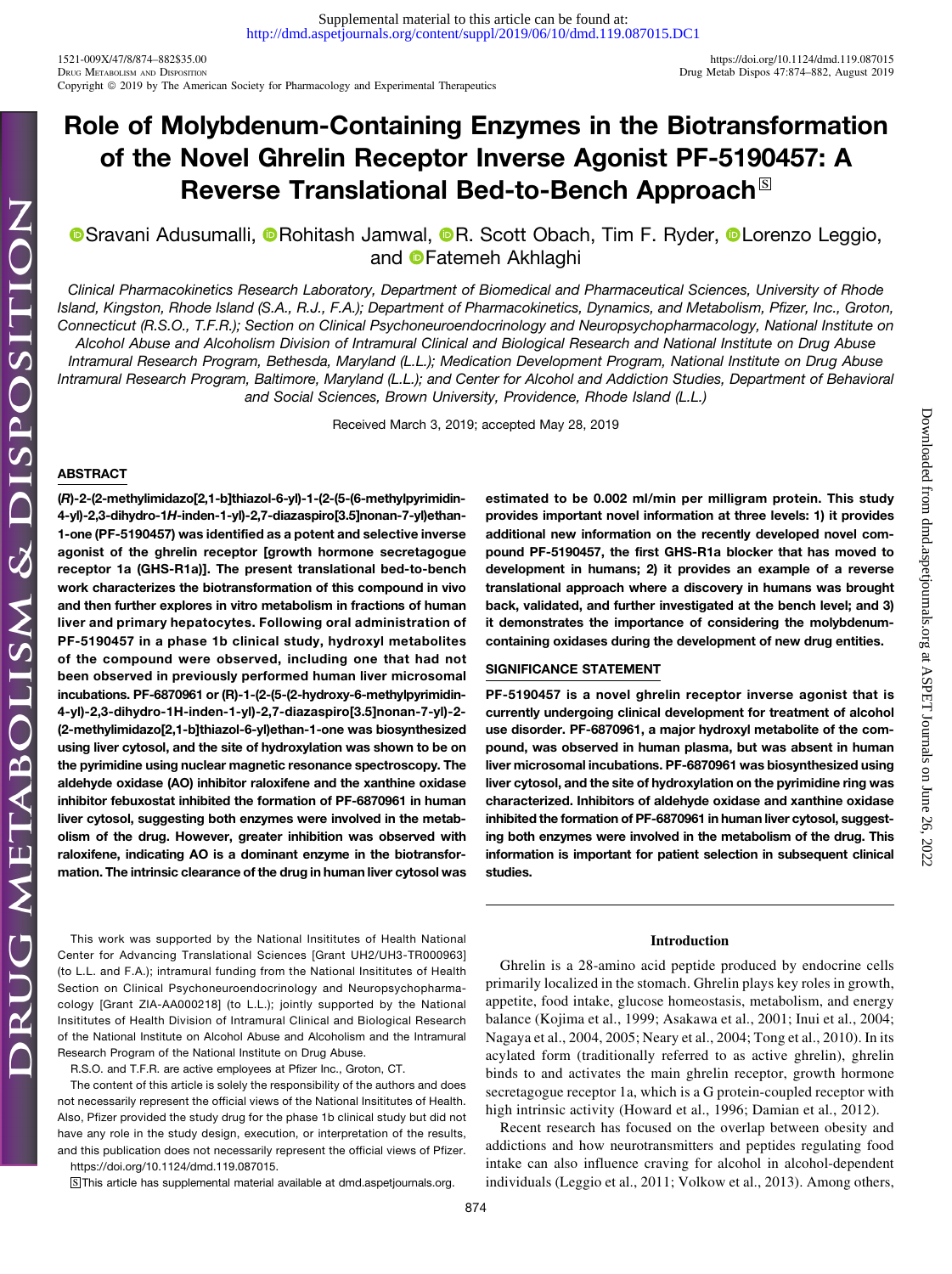Supplemental material to this article can be found at: http://dmd.aspetjournals.org/content/suppl/2019/06/10/dmd.119.087015.DC1

# Role of Molybdenum-Containing Enzymes in the Biotransformation of the Novel Ghrelin Receptor Inverse Agonist PF-5190457: A Reverse Translational Bed-to-Bench Approach

Sravani Adusumalli, Rohitash Jamwal, R. Scott Obach, Tim F. Ryder, Lorenzo Leggio, and Fatemeh Akhlaghi

*Clinical Pharmacokinetics Research Laboratory, Department of Biomedical and Pharmaceutical Sciences, University of Rhode Island, Kingston, Rhode Island (S.A., R.J., F.A.); Department of Pharmacokinetics, Dynamics, and Metabolism, Pfizer, Inc., Groton, Connecticut (R.S.O., T.F.R.); Section on Clinical Psychoneuroendocrinology and Neuropsychopharmacology, National Institute on Alcohol Abuse and Alcoholism Division of Intramural Clinical and Biological Research and National Institute on Drug Abuse Intramural Research Program, Bethesda, Maryland (L.L.); Medication Development Program, National Institute on Drug Abuse Intramural Research Program, Baltimore, Maryland (L.L.); and Center for Alcohol and Addiction Studies, Department of Behavioral and Social Sciences, Brown University, Providence, Rhode Island (L.L.)*

Received March 3, 2019; accepted May 28, 2019

## ABSTRACT

**(*R*)-2-(2-methylimidazo[2,1-b]thiazol-6-yl)-1-(2-(5-(6-methylpyrimidin-4-yl)-2,3-dihydro-1*H*-inden-1-yl)-2,7-diazaspiro[3.5]nonan-7-yl)ethan-1-one (PF-5190457) was identified as a potent and selective inverse agonist of the ghrelin receptor [growth hormone secretagogue receptor 1a (GHS-R1a)]. The present translational bed-to-bench work characterizes the biotransformation of this compound in vivo and then further explores in vitro metabolism in fractions of human liver and primary hepatocytes. Following oral administration of PF-5190457 in a phase 1b clinical study, hydroxyl metabolites of the compound were observed, including one that had not been observed in previously performed human liver microsomal incubations. PF-6870961 or (R)-1-(2-(5-(2-hydroxy-6-methylpyrimidin-4-yl)-2,3-dihydro-1H-inden-1-yl)-2,7-diazaspiro[3.5]nonan-7-yl)-2-(2-methylimidazo[2,1-b]thiazol-6-yl)ethan-1-one was biosynthesized using liver cytosol, and the site of hydroxylation was shown to be on the pyrimidine using nuclear magnetic resonance spectroscopy. The aldehyde oxidase (AO) inhibitor raloxifene and the xanthine oxidase inhibitor febuxostat inhibited the formation of PF-6870961 in human liver cytosol, suggesting both enzymes were involved in the metabolism of the drug. However, greater inhibition was observed with raloxifene, indicating AO is a dominant enzyme in the biotransformation. The intrinsic clearance of the drug in human liver cytosol was estimated to be 0.002 ml/min per milligram protein. This study provides important novel information at three levels: 1) it provides additional new information on the recently developed novel compound PF-5190457, the first GHS-R1a blocker that has moved to development in humans; 2) it provides an example of a reverse translational approach where a discovery in humans was brought back, validated, and further investigated at the bench level; and 3) it demonstrates the importance of considering the molybdenum-containing oxidases during the development of new drug entities.**

## SIGNIFICANCE STATEMENT

**PF-5190457 is a novel ghrelin receptor inverse agonist that is currently undergoing clinical development for treatment of alcohol use disorder. PF-6870961, a major hydroxyl metabolite of the compound, was observed in human plasma, but was absent in human liver microsomal incubations. PF-6870961 was biosynthesized using liver cytosol, and the site of hydroxylation on the pyrimidine ring was characterized. Inhibitors of aldehyde oxidase and xanthine oxidase inhibited the formation of PF-6870961 in human liver cytosol, suggesting both enzymes were involved in the metabolism of the drug. This information is important for patient selection in subsequent clinical studies.**

This work was supported by the National Insititutes of Health National Center for Advancing Translational Sciences [Grant UH2/UH3-TR000963] (to L.L. and F.A.); intramural funding from the National Institutes of Health Section on Clinical Psychoneuroendocrinology and Neuropsychopharmacology [Grant ZIA-AA000218] (to L.L.); jointly supported by the National Insititutes of Health Division of Intramural Clinical and Biological Research of the National Institute on Alcohol Abuse and Alcoholism and the Intramural Research Program of the National Institute on Drug Abuse.

R.S.O. and T.F.R. are active employees at Pfizer Inc., Groton, CT.

The content of this article is solely the responsibility of the authors and does not necessarily represent the official views of the National Insititutes of Health. Also, Pfizer provided the study drug for the phase 1b clinical study but did not have any role in the study design, execution, or interpretation of the results, and this publication does not necessarily represent the official views of Pfizer.

https://doi.org/10.1124/dmd.119.087015.

S This article has supplemental material available at dmd.aspetjournals.org.

## Introduction

Ghrelin is a 28-amino acid peptide produced by endocrine cells primarily localized in the stomach. Ghrelin plays key roles in growth, appetite, food intake, glucose homeostasis, metabolism, and energy balance (Kojima et al., 1999; Asakawa et al., 2001; Inui et al., 2004; Nagaya et al., 2004, 2005; Neary et al., 2004; Tong et al., 2010). In its acylated form (traditionally referred to as active ghrelin), ghrelin binds to and activates the main ghrelin receptor, growth hormone secretagogue receptor 1a, which is a G protein-coupled receptor with high intrinsic activity (Howard et al., 1996; Damian et al., 2012).

Recent research has focused on the overlap between obesity and addictions and how neurotransmitters and peptides regulating food intake can also influence craving for alcohol in alcohol-dependent individuals (Leggio et al., 2011; Volkow et al., 2013). Among others,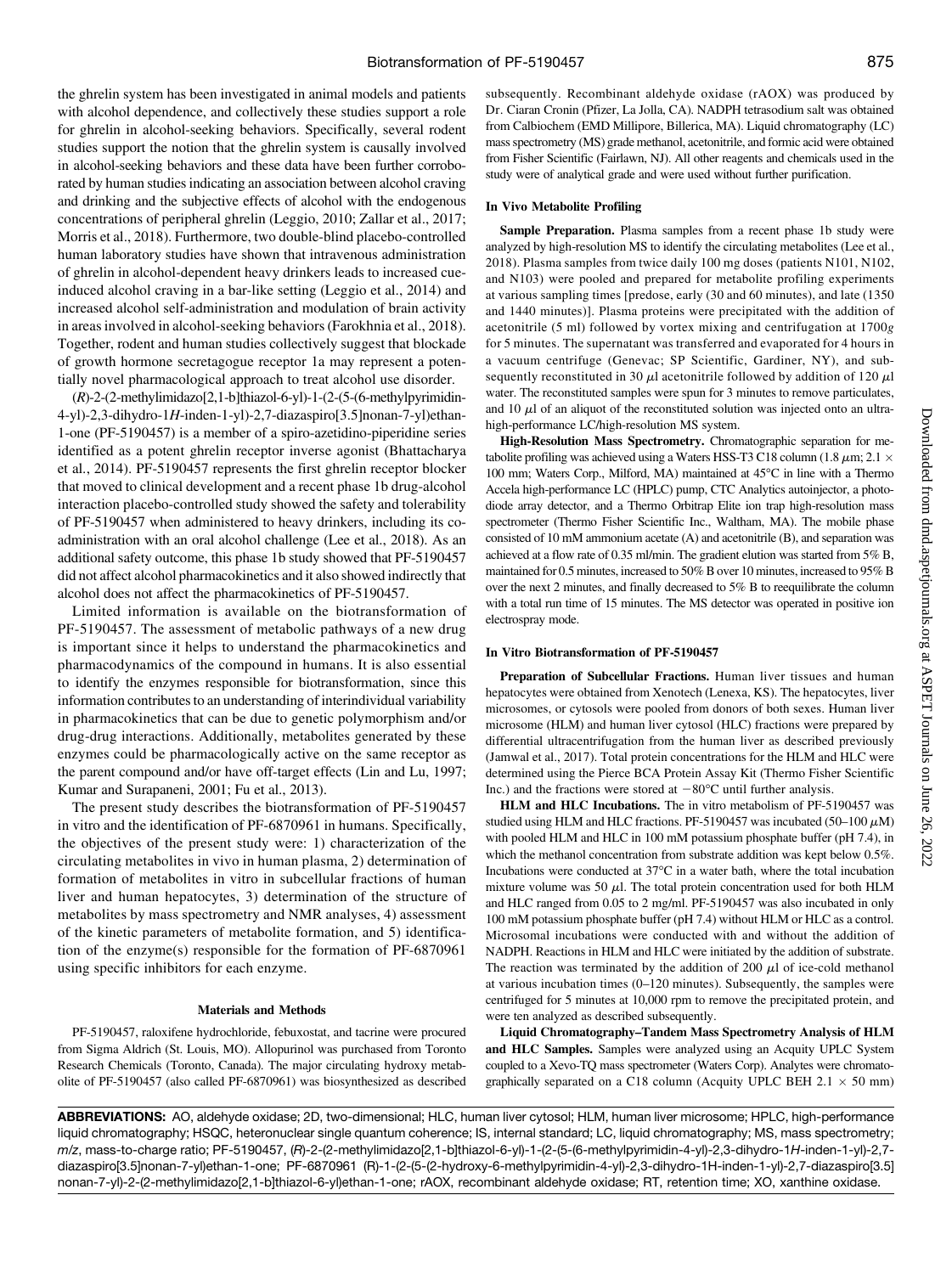the ghrelin system has been investigated in animal models and patients with alcohol dependence, and collectively these studies support a role for ghrelin in alcohol-seeking behaviors. Specifically, several rodent studies support the notion that the ghrelin system is causally involved in alcohol-seeking behaviors and these data have been further corroborated by human studies indicating an association between alcohol craving and drinking and the subjective effects of alcohol with the endogenous concentrations of peripheral ghrelin (Leggio, 2010; Zallar et al., 2017; Morris et al., 2018). Furthermore, two double-blind placebo-controlled human laboratory studies have shown that intravenous administration of ghrelin in alcohol-dependent heavy drinkers leads to increased cue-induced alcohol craving in a bar-like setting (Leggio et al., 2014) and increased alcohol self-administration and modulation of brain activity in areas involved in alcohol-seeking behaviors (Farokhnia et al., 2018). Together, rodent and human studies collectively suggest that blockade of growth hormone secretagogue receptor 1a may represent a potentially novel pharmacological approach to treat alcohol use disorder.

(*R*)-2-(2-methylimidazo[2,1-b]thiazol-6-yl)-1-(2-(5-(6-methylpyrimidin-4-yl)-2,3-dihydro-1*H*-inden-1-yl)-2,7-diazaspiro[3.5]nonan-7-yl)ethan-1-one (PF-5190457) is a member of a spiro-azetidino-piperidine series identified as a potent ghrelin receptor inverse agonist (Bhattacharya et al., 2014). PF-5190457 represents the first ghrelin receptor blocker that moved to clinical development and a recent phase 1b drug-alcohol interaction placebo-controlled study showed the safety and tolerability of PF-5190457 when administered to heavy drinkers, including its co-administration with an oral alcohol challenge (Lee et al., 2018). As an additional safety outcome, this phase 1b study showed that PF-5190457 did not affect alcohol pharmacokinetics and it also showed indirectly that alcohol does not affect the pharmacokinetics of PF-5190457.

Limited information is available on the biotransformation of PF-5190457. The assessment of metabolic pathways of a new drug is important since it helps to understand the pharmacokinetics and pharmacodynamics of the compound in humans. It is also essential to identify the enzymes responsible for biotransformation, since this information contributes to an understanding of interindividual variability in pharmacokinetics that can be due to genetic polymorphism and/or drug-drug interactions. Additionally, metabolites generated by these enzymes could be pharmacologically active on the same receptor as the parent compound and/or have off-target effects (Lin and Lu, 1997; Kumar and Surapaneni, 2001; Fu et al., 2013).

The present study describes the biotransformation of PF-5190457 in vitro and the identification of PF-6870961 in humans. Specifically, the objectives of the present study were: 1) characterization of the circulating metabolites in vivo in human plasma, 2) determination of formation of metabolites in vitro in subcellular fractions of human liver and human hepatocytes, 3) determination of the structure of metabolites by mass spectrometry and NMR analyses, 4) assessment of the kinetic parameters of metabolite formation, and 5) identification of the enzyme(s) responsible for the formation of PF-6870961 using specific inhibitors for each enzyme.

## Materials and Methods

PF-5190457, raloxifene hydrochloride, febuxostat, and tacrine were procured from Sigma Aldrich (St. Louis, MO). Allopurinol was purchased from Toronto Research Chemicals (Toronto, Canada). The major circulating hydroxy metabolite of PF-5190457 (also called PF-6870961) was biosynthesized as described subsequently. Recombinant aldehyde oxidase (rAOX) was produced by Dr. Ciaran Cronin (Pfizer, La Jolla, CA). NADPH tetrasodium salt was obtained from Calbiochem (EMD Millipore, Billerica, MA). Liquid chromatography (LC) mass spectrometry (MS) grade methanol, acetonitrile, and formic acid were obtained from Fisher Scientific (Fairlawn, NJ). All other reagents and chemicals used in the study were of analytical grade and were used without further purification.

### In Vivo Metabolite Profiling

**Sample Preparation.** Plasma samples from a recent phase 1b study were analyzed by high-resolution MS to identify the circulating metabolites (Lee et al., 2018). Plasma samples from twice daily 100 mg doses (patients N101, N102, and N103) were pooled and prepared for metabolite profiling experiments at various sampling times [predose, early (30 and 60 minutes), and late (1350 and 1440 minutes)]. Plasma proteins were precipitated with the addition of acetonitrile (5 ml) followed by vortex mixing and centrifugation at 1700*g* for 5 minutes. The supernatant was transferred and evaporated for 4 hours in a vacuum centrifuge (Genevac; SP Scientific, Gardiner, NY), and subsequently reconstituted in 30 $\mu$l acetonitrile followed by addition of 120 $\mu$l water. The reconstituted samples were spun for 3 minutes to remove particulates, and 10 $\mu$l of an aliquot of the reconstituted solution was injected onto an ultra-high-performance LC/high-resolution MS system.

**High-Resolution Mass Spectrometry.** Chromatographic separation for metabolite profiling was achieved using a Waters HSS-T3 C18 column (1.8 $\mu$m; 2.1 × 100 mm; Waters Corp., Milford, MA) maintained at 45°C in line with a Thermo Accela high-performance LC (HPLC) pump, CTC Analytics autoinjector, a photodiode array detector, and a Thermo Orbitrap Elite ion trap high-resolution mass spectrometer (Thermo Fisher Scientific Inc., Waltham, MA). The mobile phase consisted of 10 mM ammonium acetate (A) and acetonitrile (B), and separation was achieved at a flow rate of 0.35 ml/min. The gradient elution was started from 5% B, maintained for 0.5 minutes, increased to 50% B over 10 minutes, increased to 95% B over the next 2 minutes, and finally decreased to 5% B to reequilibrate the column with a total run time of 15 minutes. The MS detector was operated in positive ion electrospray mode.

### In Vitro Biotransformation of PF-5190457

**Preparation of Subcellular Fractions.** Human liver tissues and human hepatocytes were obtained from Xenotech (Lenexa, KS). The hepatocytes, liver microsomes, or cytosols were pooled from donors of both sexes. Human liver microsome (HLM) and human liver cytosol (HLC) fractions were prepared by differential ultracentrifugation from the human liver as described previously (Jamwal et al., 2017). Total protein concentrations for the HLM and HLC were determined using the Pierce BCA Protein Assay Kit (Thermo Fisher Scientific Inc.) and the fractions were stored at −80°C until further analysis.

**HLM and HLC Incubations.** The in vitro metabolism of PF-5190457 was studied using HLM and HLC fractions. PF-5190457 was incubated (50–100 $\mu$M) with pooled HLM and HLC in 100 mM potassium phosphate buffer (pH 7.4), in which the methanol concentration from substrate addition was kept below 0.5%. Incubations were conducted at 37°C in a water bath, where the total incubation mixture volume was 50 $\mu$l. The total protein concentration used for both HLM and HLC ranged from 0.05 to 2 mg/ml. PF-5190457 was also incubated in only 100 mM potassium phosphate buffer (pH 7.4) without HLM or HLC as a control. Microsomal incubations were conducted with and without the addition of NADPH. Reactions in HLM and HLC were initiated by the addition of substrate. The reaction was terminated by the addition of 200 $\mu$l of ice-cold methanol at various incubation times (0–120 minutes). Subsequently, the samples were centrifuged for 5 minutes at 10,000 rpm to remove the precipitated protein, and were ten analyzed as described subsequently.

**Liquid Chromatography–Tandem Mass Spectrometry Analysis of HLM and HLC Samples.** Samples were analyzed using an Acquity UPLC System coupled to a Xevo-TQ mass spectrometer (Waters Corp). Analytes were chromatographically separated on a C18 column (Acquity UPLC BEH 2.1 × 50 mm)

**ABBREVIATIONS:** AO, aldehyde oxidase; 2D, two-dimensional; HLC, human liver cytosol; HLM, human liver microsome; HPLC, high-performance liquid chromatography; HSQC, heteronuclear single quantum coherence; IS, internal standard; LC, liquid chromatography; MS, mass spectrometry; *m/z*, mass-to-charge ratio; PF-5190457, (*R*)-2-(2-methylimidazo[2,1-b]thiazol-6-yl)-1-(2-(5-(6-methylpyrimidin-4-yl)-2,3-dihydro-1*H*-inden-1-yl)-2,7-diazaspiro[3.5]nonan-7-yl)ethan-1-one; PF-6870961 (R)-1-(2-(5-(2-hydroxy-6-methylpyrimidin-4-yl)-2,3-dihydro-1H-inden-1-yl)-2,7-diazaspiro[3.5]nonan-7-yl)-2-(2-methylimidazo[2,1-b]thiazol-6-yl)ethan-1-one; rAOX, recombinant aldehyde oxidase; RT, retention time; XO, xanthine oxidase.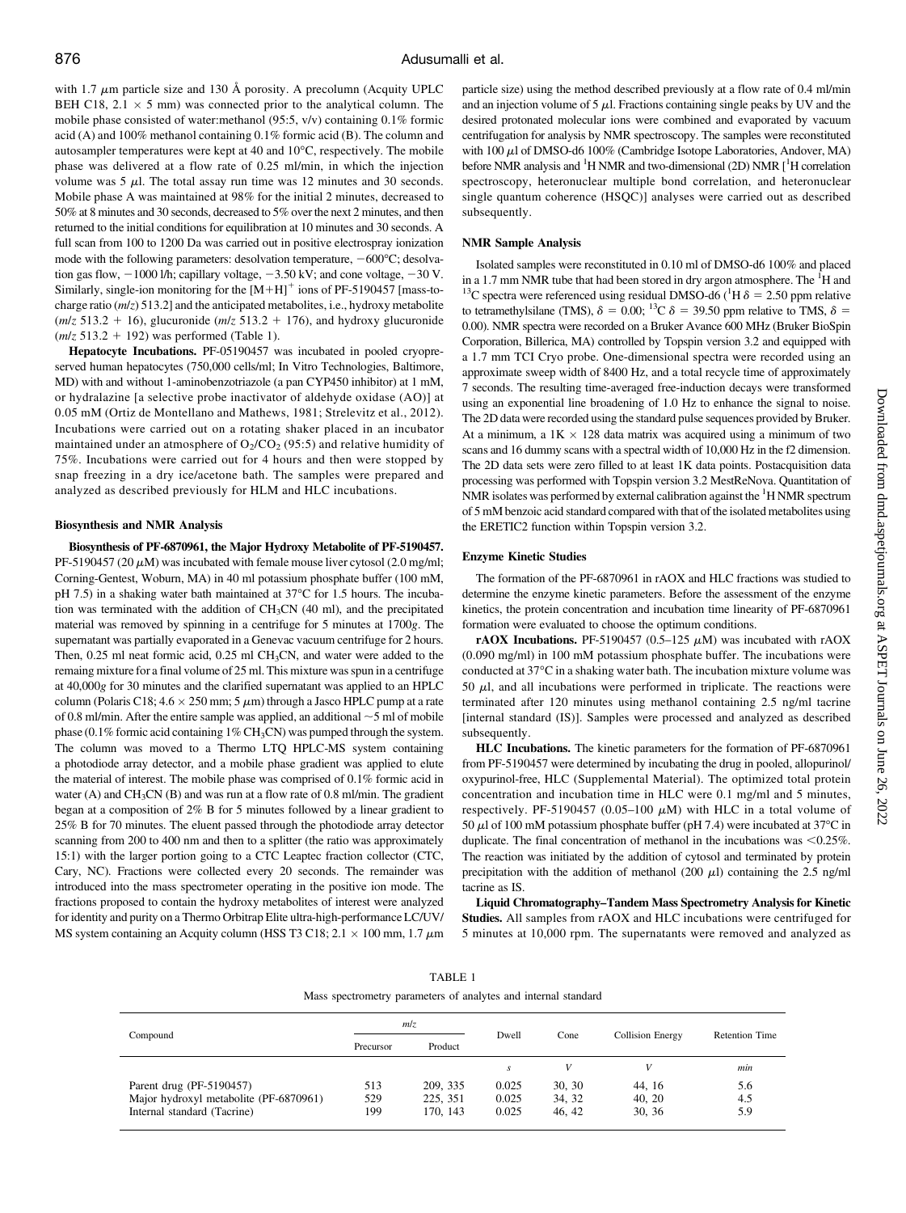with 1.7 μm particle size and 130 Å porosity. A precolumn (Acquity UPLC BEH C18, 2.1 × 5 mm) was connected prior to the analytical column. The mobile phase consisted of water:methanol (95:5, v/v) containing 0.1% formic acid (A) and 100% methanol containing 0.1% formic acid (B). The column and autosampler temperatures were kept at 40 and 10°C, respectively. The mobile phase was delivered at a flow rate of 0.25 ml/min, in which the injection volume was 5 μl. The total assay run time was 12 minutes and 30 seconds. Mobile phase A was maintained at 98% for the initial 2 minutes, decreased to 50% at 8 minutes and 30 seconds, decreased to 5% over the next 2 minutes, and then returned to the initial conditions for equilibration at 10 minutes and 30 seconds. A full scan from 100 to 1200 Da was carried out in positive electrospray ionization mode with the following parameters: desolvation temperature, −600°C; desolvation gas flow, −1000 l/h; capillary voltage, −3.50 kV; and cone voltage, −30 V. Similarly, single-ion monitoring for the $[M+H]^+$ ions of PF-5190457 [mass-to-charge ratio (*m/z*) 513.2] and the anticipated metabolites, i.e., hydroxy metabolite (*m/z* 513.2 + 16), glucuronide (*m/z* 513.2 + 176), and hydroxy glucuronide (*m/z* 513.2 + 192) was performed (Table 1).

**Hepatocyte Incubations.** PF-05190457 was incubated in pooled cryopreserved human hepatocytes (750,000 cells/ml; In Vitro Technologies, Baltimore, MD) with and without 1-aminobenzotriazole (a pan CYP450 inhibitor) at 1 mM, or hydralazine [a selective probe inactivator of aldehyde oxidase (AO)] at 0.05 mM (Ortiz de Montellano and Mathews, 1981; Strelevitz et al., 2012). Incubations were carried out on a rotating shaker placed in an incubator maintained under an atmosphere of $O_2/CO_2$ (95:5) and relative humidity of 75%. Incubations were carried out for 4 hours and then were stopped by snap freezing in a dry ice/acetone bath. The samples were prepared and analyzed as described previously for HLM and HLC incubations.

### Biosynthesis and NMR Analysis

**Biosynthesis of PF-6870961, the Major Hydroxy Metabolite of PF-5190457.** PF-5190457 (20 μM) was incubated with female mouse liver cytosol (2.0 mg/ml; Corning-Gentest, Woburn, MA) in 40 ml potassium phosphate buffer (100 mM, pH 7.5) in a shaking water bath maintained at 37°C for 1.5 hours. The incubation was terminated with the addition of $CH_3CN$ (40 ml), and the precipitated material was removed by spinning in a centrifuge for 5 minutes at 1700*g*. The supernatant was partially evaporated in a Genevac vacuum centrifuge for 2 hours. Then, 0.25 ml neat formic acid, 0.25 ml $CH_3CN$, and water were added to the remaing mixture for a final volume of 25 ml. This mixture was spun in a centrifuge at 40,000*g* for 30 minutes and the clarified supernatant was applied to an HPLC column (Polaris C18; 4.6 × 250 mm; 5 μm) through a Jasco HPLC pump at a rate of 0.8 ml/min. After the entire sample was applied, an additional ~5 ml of mobile phase (0.1% formic acid containing 1% $CH_3CN$) was pumped through the system. The column was moved to a Thermo LTQ HPLC-MS system containing a photodiode array detector, and a mobile phase gradient was applied to elute the material of interest. The mobile phase was comprised of 0.1% formic acid in water (A) and $CH_3CN$ (B) and was run at a flow rate of 0.8 ml/min. The gradient began at a composition of 2% B for 5 minutes followed by a linear gradient to 25% B for 70 minutes. The eluent passed through the photodiode array detector scanning from 200 to 400 nm and then to a splitter (the ratio was approximately 15:1) with the larger portion going to a CTC Leaptec fraction collector (CTC, Cary, NC). Fractions were collected every 20 seconds. The remainder was introduced into the mass spectrometer operating in the positive ion mode. The fractions proposed to contain the hydroxy metabolites of interest were analyzed for identity and purity on a Thermo Orbitrap Elite ultra-high-performance LC/UV/MS system containing an Acquity column (HSS T3 C18; 2.1 × 100 mm, 1.7 μm particle size) using the method described previously at a flow rate of 0.4 ml/min and an injection volume of 5 μl. Fractions containing single peaks by UV and the desired protonated molecular ions were combined and evaporated by vacuum centrifugation for analysis by NMR spectroscopy. The samples were reconstituted with 100 μl of DMSO-d6 100% (Cambridge Isotope Laboratories, Andover, MA) before NMR analysis and $^1$H NMR and two-dimensional (2D) NMR [$^1$H correlation spectroscopy, heteronuclear multiple bond correlation, and heteronuclear single quantum coherence (HSQC)] analyses were carried out as described subsequently.

### NMR Sample Analysis

Isolated samples were reconstituted in 0.10 ml of DMSO-d6 100% and placed in a 1.7 mm NMR tube that had been stored in dry argon atmosphere. The $^1$H and $^{13}$C spectra were referenced using residual DMSO-d6 ($^1$H δ = 2.50 ppm relative to tetramethylsilane (TMS), δ = 0.00; $^{13}$C δ = 39.50 ppm relative to TMS, δ = 0.00). NMR spectra were recorded on a Bruker Avance 600 MHz (Bruker BioSpin Corporation, Billerica, MA) controlled by Topspin version 3.2 and equipped with a 1.7 mm TCI Cryo probe. One-dimensional spectra were recorded using an approximate sweep width of 8400 Hz, and a total recycle time of approximately 7 seconds. The resulting time-averaged free-induction decays were transformed using an exponential line broadening of 1.0 Hz to enhance the signal to noise. The 2D data were recorded using the standard pulse sequences provided by Bruker. At a minimum, a 1K × 128 data matrix was acquired using a minimum of two scans and 16 dummy scans with a spectral width of 10,000 Hz in the f2 dimension. The 2D data sets were zero filled to at least 1K data points. Postacquisition data processing was performed with Topspin version 3.2 MestReNova. Quantitation of NMR isolates was performed by external calibration against the $^1$H NMR spectrum of 5 mM benzoic acid standard compared with that of the isolated metabolites using the ERETIC2 function within Topspin version 3.2.

### Enzyme Kinetic Studies

The formation of the PF-6870961 in rAOX and HLC fractions was studied to determine the enzyme kinetic parameters. Before the assessment of the enzyme kinetics, the protein concentration and incubation time linearity of PF-6870961 formation were evaluated to choose the optimum conditions.

**rAOX Incubations.** PF-5190457 (0.5–125 μM) was incubated with rAOX (0.090 mg/ml) in 100 mM potassium phosphate buffer. The incubations were conducted at 37°C in a shaking water bath. The incubation mixture volume was 50 μl, and all incubations were performed in triplicate. The reactions were terminated after 120 minutes using methanol containing 2.5 ng/ml tacrine [internal standard (IS)]. Samples were processed and analyzed as described subsequently.

**HLC Incubations.** The kinetic parameters for the formation of PF-6870961 from PF-5190457 were determined by incubating the drug in pooled, allopurinol/oxypurinol-free, HLC (Supplemental Material). The optimized total protein concentration and incubation time in HLC were 0.1 mg/ml and 5 minutes, respectively. PF-5190457 (0.05–100 μM) with HLC in a total volume of 50 μl of 100 mM potassium phosphate buffer (pH 7.4) were incubated at 37°C in duplicate. The final concentration of methanol in the incubations was <0.25%. The reaction was initiated by the addition of cytosol and terminated by protein precipitation with the addition of methanol (200 μl) containing the 2.5 ng/ml tacrine as IS.

**Liquid Chromatography–Tandem Mass Spectrometry Analysis for Kinetic Studies.** All samples from rAOX and HLC incubations were centrifuged for 5 minutes at 10,000 rpm. The supernatants were removed and analyzed as

TABLE 1

Mass spectrometry parameters of analytes and internal standard

| Compound | *m/z* | | Dwell | Cone | Collision Energy | Retention Time |
|---|---|---|---|---|---|---|
| | Precursor | Product | | | | |
| | | | *s* | *V* | *V* | *min* |
| Parent drug (PF-5190457) | 513 | 209, 335 | 0.025 | 30, 30 | 44, 16 | 5.6 |
| Major hydroxyl metabolite (PF-6870961) | 529 | 225, 351 | 0.025 | 34, 32 | 40, 20 | 4.5 |
| Internal standard (Tacrine) | 199 | 170, 143 | 0.025 | 46, 42 | 30, 36 | 5.9 |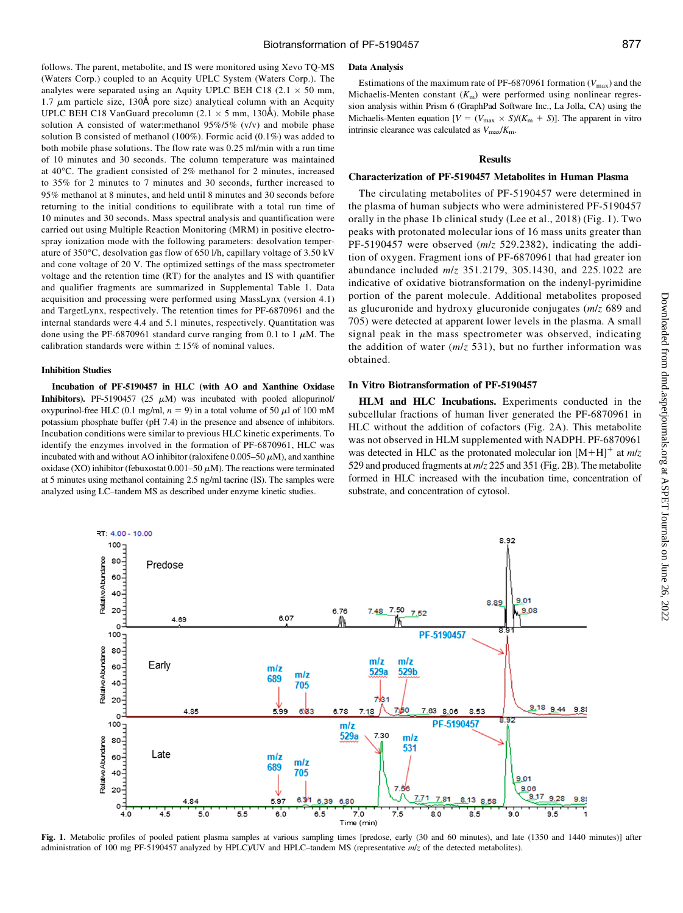follows. The parent, metabolite, and IS were monitored using Xevo TQ-MS (Waters Corp.) coupled to an Acquity UPLC System (Waters Corp.). The analytes were separated using an Aquity UPLC BEH C18 (2.1 × 50 mm, 1.7 $\mu$m particle size, 130Å pore size) analytical column with an Acquity UPLC BEH C18 VanGuard precolumn (2.1 × 5 mm, 130Å). Mobile phase solution A consisted of water:methanol 95%/5% (v/v) and mobile phase solution B consisted of methanol (100%). Formic acid (0.1%) was added to both mobile phase solutions. The flow rate was 0.25 ml/min with a run time of 10 minutes and 30 seconds. The column temperature was maintained at 40°C. The gradient consisted of 2% methanol for 2 minutes, increased to 35% for 2 minutes to 7 minutes and 30 seconds, further increased to 95% methanol at 8 minutes, and held until 8 minutes and 30 seconds before returning to the initial conditions to equilibrate with a total run time of 10 minutes and 30 seconds. Mass spectral analysis and quantification were carried out using Multiple Reaction Monitoring (MRM) in positive electrospray ionization mode with the following parameters: desolvation temperature of 350°C, desolvation gas flow of 650 l/h, capillary voltage of 3.50 kV and cone voltage of 20 V. The optimized settings of the mass spectrometer voltage and the retention time (RT) for the analytes and IS with quantifier and qualifier fragments are summarized in Supplemental Table 1. Data acquisition and processing were performed using MassLynx (version 4.1) and TargetLynx, respectively. The retention times for PF-6870961 and the internal standards were 4.4 and 5.1 minutes, respectively. Quantitation was done using the PF-6870961 standard curve ranging from 0.1 to 1 $\mu$M. The calibration standards were within ±15% of nominal values.

### Inhibition Studies

**Incubation of PF-5190457 in HLC (with AO and Xanthine Oxidase Inhibitors).** PF-5190457 (25 $\mu$M) was incubated with pooled allopurinol/oxypurinol-free HLC (0.1 mg/ml, $n = 9$) in a total volume of 50 $\mu$l of 100 mM potassium phosphate buffer (pH 7.4) in the presence and absence of inhibitors. Incubation conditions were similar to previous HLC kinetic experiments. To identify the enzymes involved in the formation of PF-6870961, HLC was incubated with and without AO inhibitor (raloxifene 0.005–50 $\mu$M), and xanthine oxidase (XO) inhibitor (febuxostat 0.001–50 $\mu$M). The reactions were terminated at 5 minutes using methanol containing 2.5 ng/ml tacrine (IS). The samples were analyzed using LC–tandem MS as described under enzyme kinetic studies.

### Data Analysis

Estimations of the maximum rate of PF-6870961 formation ($V_{max}$) and the Michaelis-Menten constant ($K_m$) were performed using nonlinear regression analysis within Prism 6 (GraphPad Software Inc., La Jolla, CA) using the Michaelis-Menten equation [$V = (V_{max} \times S)/(K_m + S)$]. The apparent in vitro intrinsic clearance was calculated as $V_{max}/K_m$.

## Results

### Characterization of PF-5190457 Metabolites in Human Plasma

The circulating metabolites of PF-5190457 were determined in the plasma of human subjects who were administered PF-5190457 orally in the phase 1b clinical study (Lee et al., 2018) (Fig. 1). Two peaks with protonated molecular ions of 16 mass units greater than PF-5190457 were observed (*m/z* 529.2382), indicating the addition of oxygen. Fragment ions of PF-6870961 that had greater ion abundance included *m/z* 351.2179, 305.1430, and 225.1022 are indicative of oxidative biotransformation on the indenyl-pyrimidine portion of the parent molecule. Additional metabolites proposed as glucuronide and hydroxy glucuronide conjugates (*m/z* 689 and 705) were detected at apparent lower levels in the plasma. A small signal peak in the mass spectrometer was observed, indicating the addition of water (*m/z* 531), but no further information was obtained.

### In Vitro Biotransformation of PF-5190457

**HLM and HLC Incubations.** Experiments conducted in the subcellular fractions of human liver generated the PF-6870961 in HLC without the addition of cofactors (Fig. 2A). This metabolite was not observed in HLM supplemented with NADPH. PF-6870961 was detected in HLC as the protonated molecular ion $[M+H]^+$ at *m/z* 529 and produced fragments at *m/z* 225 and 351 (Fig. 2B). The metabolite formed in HLC increased with the incubation time, concentration of substrate, and concentration of cytosol.

**Fig. 1.** Metabolic profiles of pooled patient plasma samples at various sampling times [predose, early (30 and 60 minutes), and late (1350 and 1440 minutes)] after administration of 100 mg PF-5190457 analyzed by HPLC/UV and HPLC–tandem MS (representative *m/z* of the detected metabolites).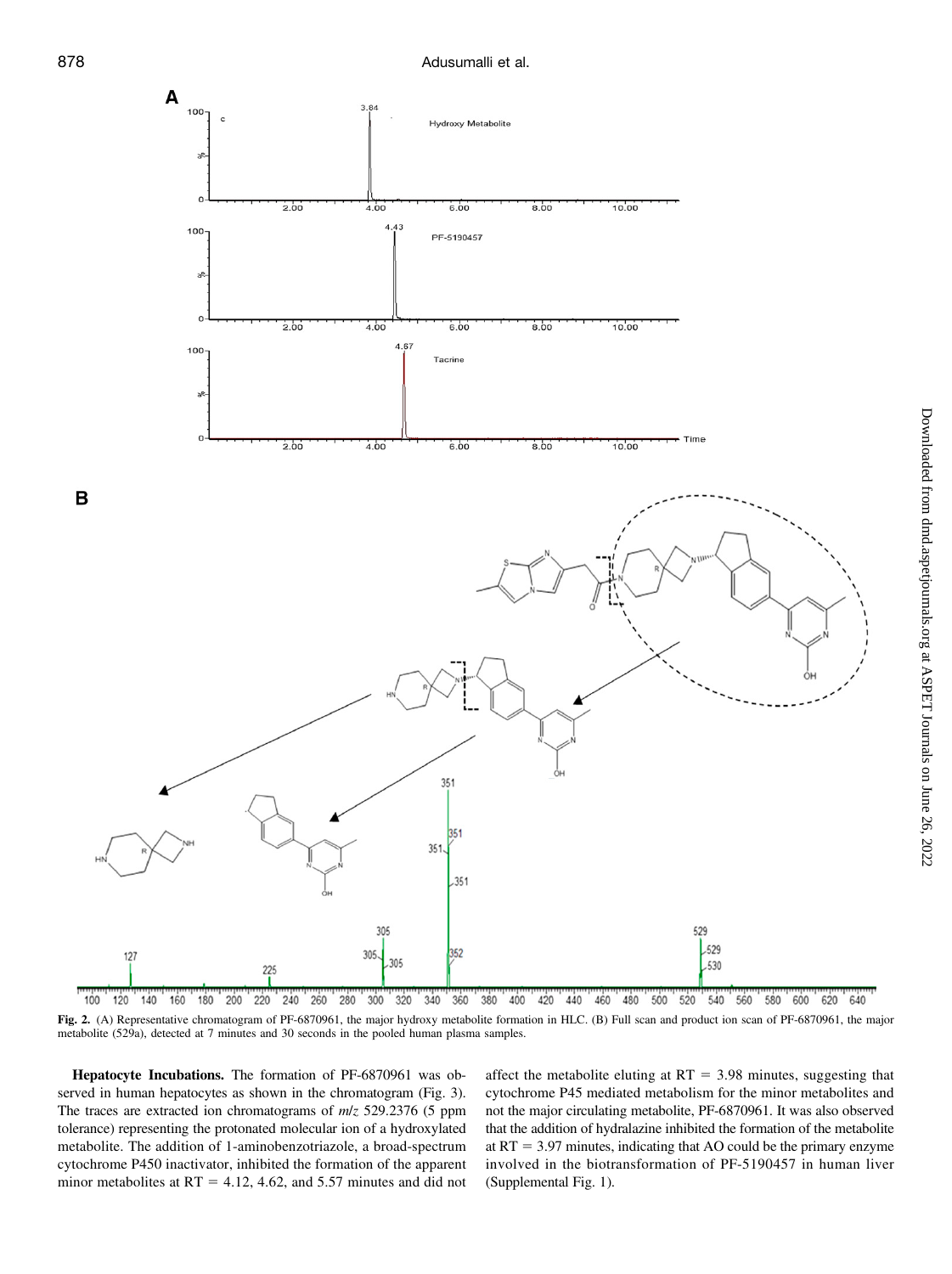**Fig. 2.** (A) Representative chromatogram of PF-6870961, the major hydroxy metabolite formation in HLC. (B) Full scan and product ion scan of PF-6870961, the major metabolite (529a), detected at 7 minutes and 30 seconds in the pooled human plasma samples.

**Hepatocyte Incubations.** The formation of PF-6870961 was observed in human hepatocytes as shown in the chromatogram (Fig. 3). The traces are extracted ion chromatograms of *m/z* 529.2376 (5 ppm tolerance) representing the protonated molecular ion of a hydroxylated metabolite. The addition of 1-aminobenzotriazole, a broad-spectrum cytochrome P450 inactivator, inhibited the formation of the apparent minor metabolites at RT = 4.12, 4.62, and 5.57 minutes and did not affect the metabolite eluting at RT = 3.98 minutes, suggesting that cytochrome P45 mediated metabolism for the minor metabolites and not the major circulating metabolite, PF-6870961. It was also observed that the addition of hydralazine inhibited the formation of the metabolite at RT = 3.97 minutes, indicating that AO could be the primary enzyme involved in the biotransformation of PF-5190457 in human liver (Supplemental Fig. 1).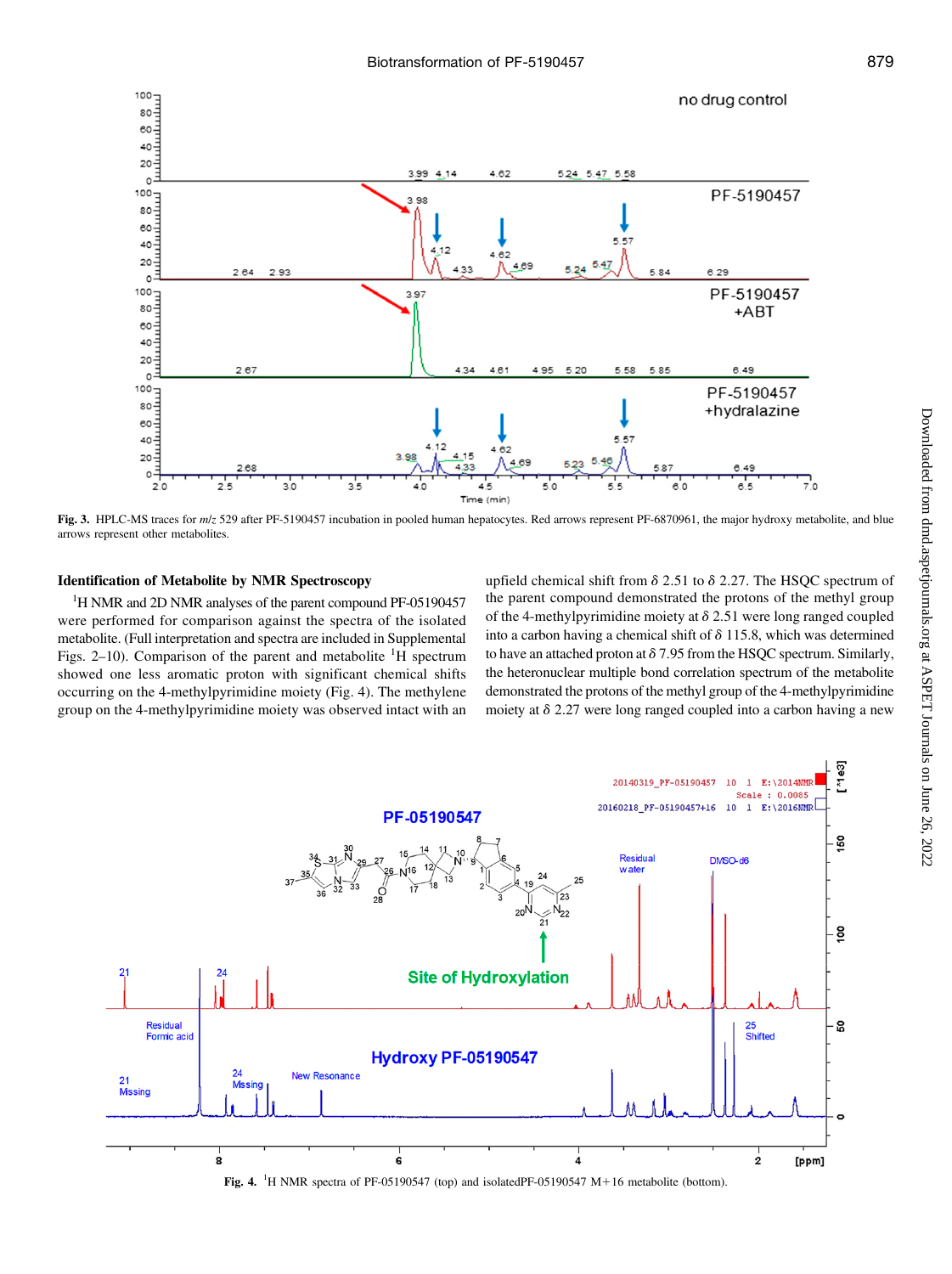Fig. 3. HPLC-MS traces for *m/z* 529 after PF-5190457 incubation in pooled human hepatocytes. Red arrows represent PF-6870961, the major hydroxy metabolite, and blue arrows represent other metabolites.

### Identification of Metabolite by NMR Spectroscopy

[1]H NMR and 2D NMR analyses of the parent compound PF-05190457 were performed for comparison against the spectra of the isolated metabolite. (Full interpretation and spectra are included in Supplemental Figs. 2–10). Comparison of the parent and metabolite [1]H spectrum showed one less aromatic proton with significant chemical shifts occurring on the 4-methylpyrimidine moiety (Fig. 4). The methylene group on the 4-methylpyrimidine moiety was observed intact with an upfield chemical shift from δ 2.51 to δ 2.27. The HSQC spectrum of the parent compound demonstrated the protons of the methyl group of the 4-methylpyrimidine moiety at δ 2.51 were long ranged coupled into a carbon having a chemical shift of δ 115.8, which was determined to have an attached proton at δ 7.95 from the HSQC spectrum. Similarly, the heteronuclear multiple bond correlation spectrum of the metabolite demonstrated the protons of the methyl group of the 4-methylpyrimidine moiety at δ 2.27 were long ranged coupled into a carbon having a new

Fig. 4. [1]H NMR spectra of PF-05190547 (top) and isolatedPF-05190547 M+16 metabolite (bottom).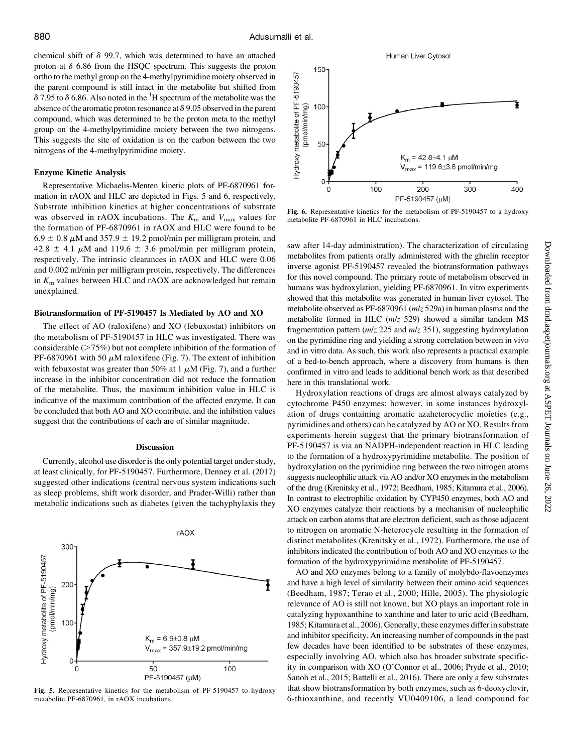chemical shift of δ 99.7, which was determined to have an attached proton at δ 6.86 from the HSQC spectrum. This suggests the proton ortho to the methyl group on the 4-methylpyrimidine moiety observed in the parent compound is still intact in the metabolite but shifted from δ 7.95 to δ 6.86. Also noted in the $^{1}$H spectrum of the metabolite was the absence of the aromatic proton resonance at δ 9.05 observed in the parent compound, which was determined to be the proton meta to the methyl group on the 4-methylpyrimidine moiety between the two nitrogens. This suggests the site of oxidation is on the carbon between the two nitrogens of the 4-methylpyrimidine moiety.

### Enzyme Kinetic Analysis

Representative Michaelis-Menten kinetic plots of PF-6870961 formation in rAOX and HLC are depicted in Figs. 5 and 6, respectively. Substrate inhibition kinetics at higher concentrations of substrate was observed in rAOX incubations. The $K_m$ and $V_{max}$ values for the formation of PF-6870961 in rAOX and HLC were found to be $6.9 \pm 0.8$ μM and $357.9 \pm 19.2$ pmol/min per milligram protein, and $42.8 \pm 4.1$ μM and $119.6 \pm 3.6$ pmol/min per milligram protein, respectively. The intrinsic clearances in rAOX and HLC were 0.06 and 0.002 ml/min per milligram protein, respectively. The differences in $K_m$ values between HLC and rAOX are acknowledged but remain unexplained.

### Biotransformation of PF-5190457 Is Mediated by AO and XO

The effect of AO (raloxifene) and XO (febuxostat) inhibitors on the metabolism of PF-5190457 in HLC was investigated. There was considerable (>75%) but not complete inhibition of the formation of PF-6870961 with 50 μM raloxifene (Fig. 7). The extent of inhibition with febuxostat was greater than 50% at 1 μM (Fig. 7), and a further increase in the inhibitor concentration did not reduce the formation of the metabolite. Thus, the maximum inhibition value in HLC is indicative of the maximum contribution of the affected enzyme. It can be concluded that both AO and XO contribute, and the inhibition values suggest that the contributions of each are of similar magnitude.

## Discussion

Currently, alcohol use disorder is the only potential target under study, at least clinically, for PF-5190457. Furthermore, Denney et al. (2017) suggested other indications (central nervous system indications such as sleep problems, shift work disorder, and Prader-Willi) rather than metabolic indications such as diabetes (given the tachyphylaxis they saw after 14-day administration). The characterization of circulating metabolites from patients orally administered with the ghrelin receptor inverse agonist PF-5190457 revealed the biotransformation pathways for this novel compound. The primary route of metabolism observed in humans was hydroxylation, yielding PF-6870961. In vitro experiments showed that this metabolite was generated in human liver cytosol. The metabolite observed as PF-6870961 (*m/z* 529a) in human plasma and the metabolite formed in HLC (*m/z* 529) showed a similar tandem MS fragmentation pattern (*m/z* 225 and *m/z* 351), suggesting hydroxylation on the pyrimidine ring and yielding a strong correlation between in vivo and in vitro data. As such, this work also represents a practical example of a bed-to-bench approach, where a discovery from humans is then confirmed in vitro and leads to additional bench work as that described here in this translational work.

Hydroxylation reactions of drugs are almost always catalyzed by cytochrome P450 enzymes; however, in some instances hydroxylation of drugs containing aromatic azaheterocyclic moieties (e.g., pyrimidines and others) can be catalyzed by AO or XO. Results from experiments herein suggest that the primary biotransformation of PF-5190457 is via an NADPH-independent reaction in HLC leading to the formation of a hydroxypyrimidine metabolite. The position of hydroxylation on the pyrimidine ring between the two nitrogen atoms suggests nucleophilic attack via AO and/or XO enzymes in the metabolism of the drug (Krenitsky et al., 1972; Beedham, 1985; Kitamura et al., 2006). In contrast to electrophilic oxidation by CYP450 enzymes, both AO and XO enzymes catalyze their reactions by a mechanism of nucleophilic attack on carbon atoms that are electron deficient, such as those adjacent to nitrogen on aromatic N-heterocycle resulting in the formation of distinct metabolites (Krenitsky et al., 1972). Furthermore, the use of inhibitors indicated the contribution of both AO and XO enzymes to the formation of the hydroxypyrimidine metabolite of PF-5190457.

AO and XO enzymes belong to a family of molybdo-flavoenzymes and have a high level of similarity between their amino acid sequences (Beedham, 1987; Terao et al., 2000; Hille, 2005). The physiologic relevance of AO is still not known, but XO plays an important role in catalyzing hypoxanthine to xanthine and later to uric acid (Beedham, 1985; Kitamura et al., 2006). Generally, these enzymes differ in substrate and inhibitor specificity. An increasing number of compounds in the past few decades have been identified to be substrates of these enzymes, especially involving AO, which also has broader substrate specificity in comparison with XO (O'Connor et al., 2006; Pryde et al., 2010; Sanoh et al., 2015; Battelli et al., 2016). There are only a few substrates that show biotransformation by both enzymes, such as 6-deoxyclovir, 6-thioxanthine, and recently VU0409106, a lead compound for

**Fig. 5.** Representative kinetics for the metabolism of PF-5190457 to hydroxy metabolite PF-6870961, in rAOX incubations.

**Fig. 6.** Representative kinetics for the metabolism of PF-5190457 to a hydroxy metabolite PF-6870961 in HLC incubations.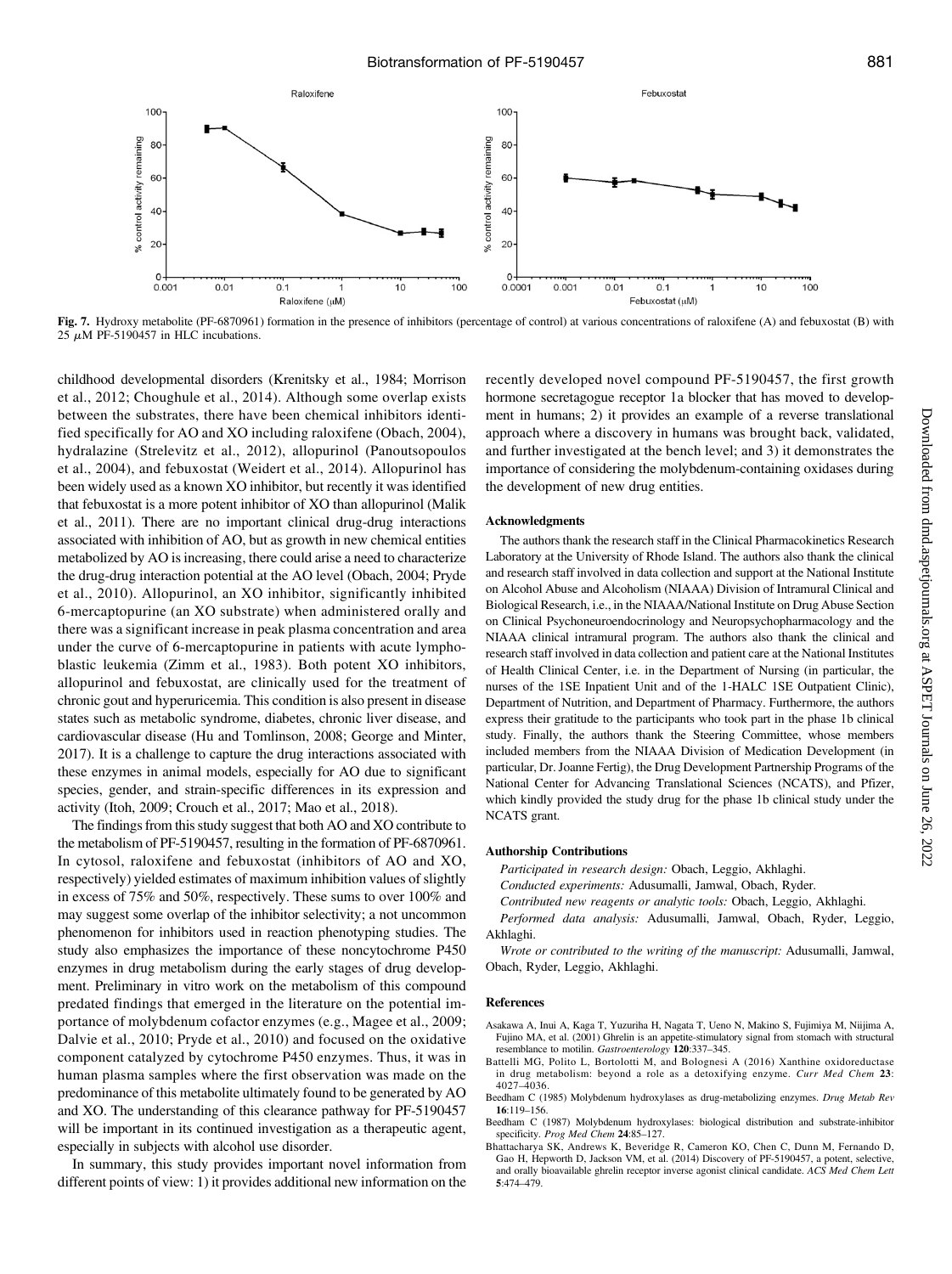Fig. 7. Hydroxy metabolite (PF-6870961) formation in the presence of inhibitors (percentage of control) at various concentrations of raloxifene (A) and febuxostat (B) with 25 $\mu$M PF-5190457 in HLC incubations.

childhood developmental disorders (Krenitsky et al., 1984; Morrison et al., 2012; Choughule et al., 2014). Although some overlap exists between the substrates, there have been chemical inhibitors identified specifically for AO and XO including raloxifene (Obach, 2004), hydralazine (Strelevitz et al., 2012), allopurinol (Panoutsopoulos et al., 2004), and febuxostat (Weidert et al., 2014). Allopurinol has been widely used as a known XO inhibitor, but recently it was identified that febuxostat is a more potent inhibitor of XO than allopurinol (Malik et al., 2011). There are no important clinical drug-drug interactions associated with inhibition of AO, but as growth in new chemical entities metabolized by AO is increasing, there could arise a need to characterize the drug-drug interaction potential at the AO level (Obach, 2004; Pryde et al., 2010). Allopurinol, an XO inhibitor, significantly inhibited 6-mercaptopurine (an XO substrate) when administered orally and there was a significant increase in peak plasma concentration and area under the curve of 6-mercaptopurine in patients with acute lymphoblastic leukemia (Zimm et al., 1983). Both potent XO inhibitors, allopurinol and febuxostat, are clinically used for the treatment of chronic gout and hyperuricemia. This condition is also present in disease states such as metabolic syndrome, diabetes, chronic liver disease, and cardiovascular disease (Hu and Tomlinson, 2008; George and Minter, 2017). It is a challenge to capture the drug interactions associated with these enzymes in animal models, especially for AO due to significant species, gender, and strain-specific differences in its expression and activity (Itoh, 2009; Crouch et al., 2017; Mao et al., 2018).

The findings from this study suggest that both AO and XO contribute to the metabolism of PF-5190457, resulting in the formation of PF-6870961. In cytosol, raloxifene and febuxostat (inhibitors of AO and XO, respectively) yielded estimates of maximum inhibition values of slightly in excess of 75% and 50%, respectively. These sums to over 100% and may suggest some overlap of the inhibitor selectivity; a not uncommon phenomenon for inhibitors used in reaction phenotyping studies. The study also emphasizes the importance of these noncytochrome P450 enzymes in drug metabolism during the early stages of drug development. Preliminary in vitro work on the metabolism of this compound predated findings that emerged in the literature on the potential importance of molybdenum cofactor enzymes (e.g., Magee et al., 2009; Dalvie et al., 2010; Pryde et al., 2010) and focused on the oxidative component catalyzed by cytochrome P450 enzymes. Thus, it was in human plasma samples where the first observation was made on the predominance of this metabolite ultimately found to be generated by AO and XO. The understanding of this clearance pathway for PF-5190457 will be important in its continued investigation as a therapeutic agent, especially in subjects with alcohol use disorder.

In summary, this study provides important novel information from different points of view: 1) it provides additional new information on the recently developed novel compound PF-5190457, the first growth hormone secretagogue receptor 1a blocker that has moved to development in humans; 2) it provides an example of a reverse translational approach where a discovery in humans was brought back, validated, and further investigated at the bench level; and 3) it demonstrates the importance of considering the molybdenum-containing oxidases during the development of new drug entities.

### Acknowledgments

The authors thank the research staff in the Clinical Pharmacokinetics Research Laboratory at the University of Rhode Island. The authors also thank the clinical and research staff involved in data collection and support at the National Institute on Alcohol Abuse and Alcoholism (NIAAA) Division of Intramural Clinical and Biological Research, i.e., in the NIAAA/National Institute on Drug Abuse Section on Clinical Psychoneuroendocrinology and Neuropsychopharmacology and the NIAAA clinical intramural program. The authors also thank the clinical and research staff involved in data collection and patient care at the National Institutes of Health Clinical Center, i.e. in the Department of Nursing (in particular, the nurses of the 1SE Inpatient Unit and of the 1-HALC 1SE Outpatient Clinic), Department of Nutrition, and Department of Pharmacy. Furthermore, the authors express their gratitude to the participants who took part in the phase 1b clinical study. Finally, the authors thank the Steering Committee, whose members included members from the NIAAA Division of Medication Development (in particular, Dr. Joanne Fertig), the Drug Development Partnership Programs of the National Center for Advancing Translational Sciences (NCATS), and Pfizer, which kindly provided the study drug for the phase 1b clinical study under the NCATS grant.

### Authorship Contributions

*Participated in research design:* Obach, Leggio, Akhlaghi.

*Conducted experiments:* Adusumalli, Jamwal, Obach, Ryder.

*Contributed new reagents or analytic tools:* Obach, Leggio, Akhlaghi.

*Performed data analysis:* Adusumalli, Jamwal, Obach, Ryder, Leggio, Akhlaghi.

*Wrote or contributed to the writing of the manuscript:* Adusumalli, Jamwal, Obach, Ryder, Leggio, Akhlaghi.

### References

Asakawa A, Inui A, Kaga T, Yuzuriha H, Nagata T, Ueno N, Makino S, Fujimiya M, Niijima A, Fujino MA, et al. (2001) Ghrelin is an appetite-stimulatory signal from stomach with structural resemblance to motilin. *Gastroenterology* **120**:337–345.

Battelli MG, Polito L, Bortolotti M, and Bolognesi A (2016) Xanthine oxidoreductase in drug metabolism: beyond a role as a detoxifying enzyme. *Curr Med Chem* **23**: 4027–4036.

Beedham C (1985) Molybdenum hydroxylases as drug-metabolizing enzymes. *Drug Metab Rev* **16**:119–156.

Beedham C (1987) Molybdenum hydroxylases: biological distribution and substrate-inhibitor specificity. *Prog Med Chem* **24**:85–127.

Bhattacharya SK, Andrews K, Beveridge R, Cameron KO, Chen C, Dunn M, Fernando D, Gao H, Hepworth D, Jackson VM, et al. (2014) Discovery of PF-5190457, a potent, selective, and orally bioavailable ghrelin receptor inverse agonist clinical candidate. *ACS Med Chem Lett* **5**:474–479.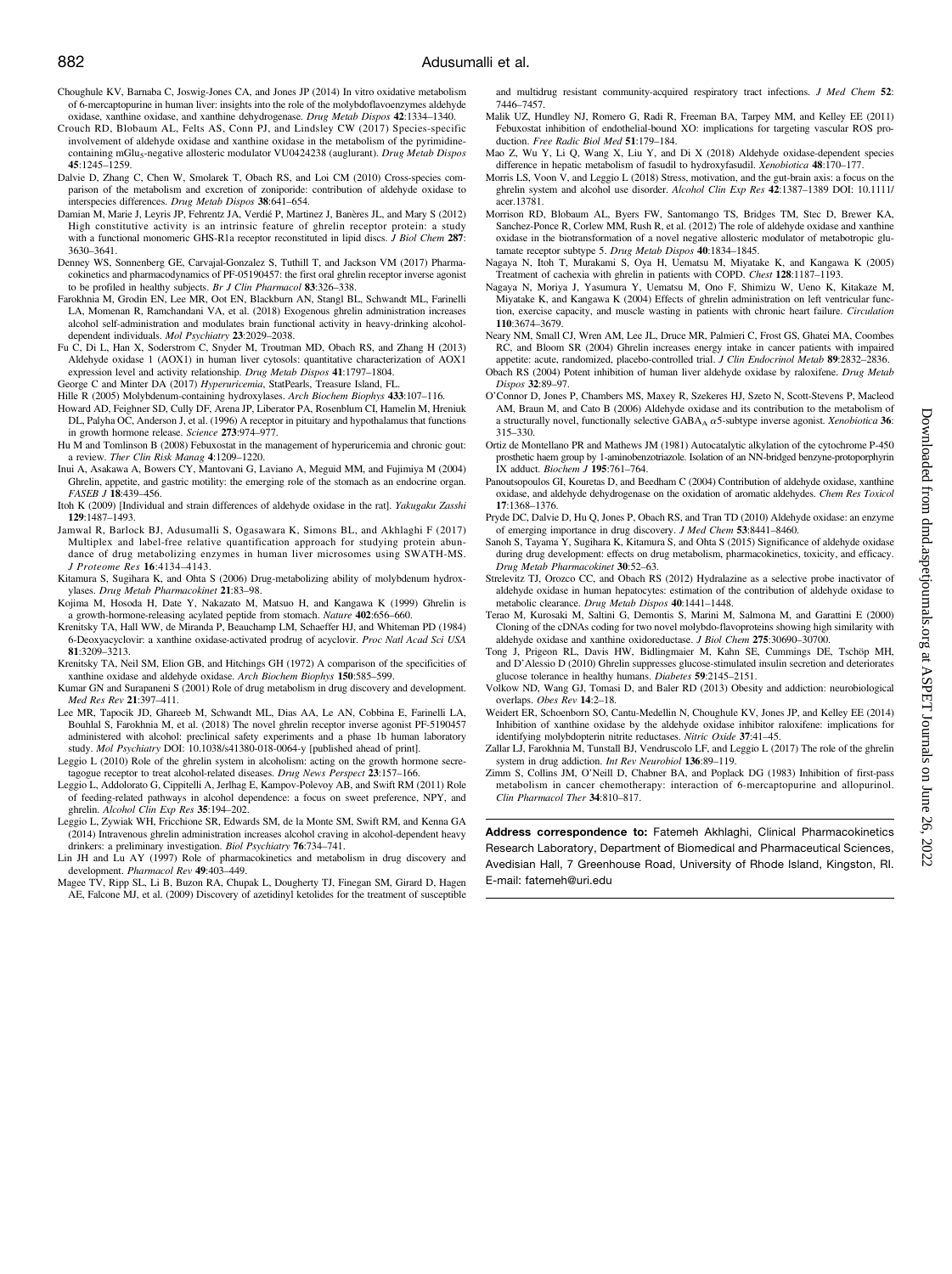Choughule KV, Barnaba C, Joswig-Jones CA, and Jones JP (2014) In vitro oxidative metabolism of 6-mercaptopurine in human liver: insights into the role of the molybdoflavoenzymes aldehyde oxidase, xanthine oxidase, and xanthine dehydrogenase. *Drug Metab Dispos* **42**:1334–1340.

Crouch RD, Blobaum AL, Felts AS, Conn PJ, and Lindsley CW (2017) Species-specific involvement of aldehyde oxidase and xanthine oxidase in the metabolism of the pyrimidine-containing mGlu$_5$-negative allosteric modulator VU0424238 (auglurant). *Drug Metab Dispos* **45**:1245–1259.

Dalvie D, Zhang C, Chen W, Smolarek T, Obach RS, and Loi CM (2010) Cross-species comparison of the metabolism and excretion of zoniporide: contribution of aldehyde oxidase to interspecies differences. *Drug Metab Dispos* **38**:641–654.

Damian M, Marie J, Leyris JP, Fehrentz JA, Verdié P, Martinez J, Banères JL, and Mary S (2012) High constitutive activity is an intrinsic feature of ghrelin receptor protein: a study with a functional monomeric GHS-R1a receptor reconstituted in lipid discs. *J Biol Chem* **287**: 3630–3641.

Denney WS, Sonnenberg GE, Carvajal-Gonzalez S, Tuthill T, and Jackson VM (2017) Pharmacokinetics and pharmacodynamics of PF-05190457: the first oral ghrelin receptor inverse agonist to be profiled in healthy subjects. *Br J Clin Pharmacol* **83**:326–338.

Farokhnia M, Grodin EN, Lee MR, Oot EN, Blackburn AN, Stangl BL, Schwandt ML, Farinelli LA, Momenan R, Ramchandani VA, et al. (2018) Exogenous ghrelin administration increases alcohol self-administration and modulates brain functional activity in heavy-drinking alcohol-dependent individuals. *Mol Psychiatry* **23**:2029–2038.

Fu C, Di L, Han X, Soderstrom C, Snyder M, Troutman MD, Obach RS, and Zhang H (2013) Aldehyde oxidase 1 (AOX1) in human liver cytosols: quantitative characterization of AOX1 expression level and activity relationship. *Drug Metab Dispos* **41**:1797–1804.

George C and Minter DA (2017) *Hyperuricemia*, StatPearls, Treasure Island, FL.

Hille R (2005) Molybdenum-containing hydroxylases. *Arch Biochem Biophys* **433**:107–116.

Howard AD, Feighner SD, Cully DF, Arena JP, Liberator PA, Rosenblum CI, Hamelin M, Hreniuk DL, Palyha OC, Anderson J, et al. (1996) A receptor in pituitary and hypothalamus that functions in growth hormone release. *Science* **273**:974–977.

Hu M and Tomlinson B (2008) Febuxostat in the management of hyperuricemia and chronic gout: a review. *Ther Clin Risk Manag* **4**:1209–1220.

Inui A, Asakawa A, Bowers CY, Mantovani G, Laviano A, Meguid MM, and Fujimiya M (2004) Ghrelin, appetite, and gastric motility: the emerging role of the stomach as an endocrine organ. *FASEB J* **18**:439–456.

Itoh K (2009) [Individual and strain differences of aldehyde oxidase in the rat]. *Yakugaku Zasshi* **129**:1487–1493.

Jamwal R, Barlock BJ, Adusumalli S, Ogasawara K, Simons BL, and Akhlaghi F (2017) Multiplex and label-free relative quantification approach for studying protein abundance of drug metabolizing enzymes in human liver microsomes using SWATH-MS. *J Proteome Res* **16**:4134–4143.

Kitamura S, Sugihara K, and Ohta S (2006) Drug-metabolizing ability of molybdenum hydroxylases. *Drug Metab Pharmacokinet* **21**:83–98.

Kojima M, Hosoda H, Date Y, Nakazato M, Matsuo H, and Kangawa K (1999) Ghrelin is a growth-hormone-releasing acylated peptide from stomach. *Nature* **402**:656–660.

Krenitsky TA, Hall WW, de Miranda P, Beauchamp LM, Schaeffer HJ, and Whiteman PD (1984) 6-Deoxyacyclovir: a xanthine oxidase-activated prodrug of acyclovir. *Proc Natl Acad Sci USA* **81**:3209–3213.

Krenitsky TA, Neil SM, Elion GB, and Hitchings GH (1972) A comparison of the specificities of xanthine oxidase and aldehyde oxidase. *Arch Biochem Biophys* **150**:585–599.

Kumar GN and Surapaneni S (2001) Role of drug metabolism in drug discovery and development. *Med Res Rev* **21**:397–411.

Lee MR, Tapocik JD, Ghareeb M, Schwandt ML, Dias AA, Le AN, Cobbina E, Farinelli LA, Bouhlal S, Farokhnia M, et al. (2018) The novel ghrelin receptor inverse agonist PF-5190457 administered with alcohol: preclinical safety experiments and a phase 1b human laboratory study. *Mol Psychiatry* DOI: 10.1038/s41380-018-0064-y [published ahead of print].

Leggio L (2010) Role of the ghrelin system in alcoholism: acting on the growth hormone secretagogue receptor to treat alcohol-related diseases. *Drug News Perspect* **23**:157–166.

Leggio L, Addolorato G, Cippitelli A, Jerlhag E, Kampov-Polevoy AB, and Swift RM (2011) Role of feeding-related pathways in alcohol dependence: a focus on sweet preference, NPY, and ghrelin. *Alcohol Clin Exp Res* **35**:194–202.

Leggio L, Zywiak WH, Fricchione SR, Edwards SM, de la Monte SM, Swift RM, and Kenna GA (2014) Intravenous ghrelin administration increases alcohol craving in alcohol-dependent heavy drinkers: a preliminary investigation. *Biol Psychiatry* **76**:734–741.

Lin JH and Lu AY (1997) Role of pharmacokinetics and metabolism in drug discovery and development. *Pharmacol Rev* **49**:403–449.

Magee TV, Ripp SL, Li B, Buzon RA, Chupak L, Dougherty TJ, Finegan SM, Girard D, Hagen AE, Falcone MJ, et al. (2009) Discovery of azetidinyl ketolides for the treatment of susceptible and multidrug resistant community-acquired respiratory tract infections. *J Med Chem* **52**: 7446–7457.

Malik UZ, Hundley NJ, Romero G, Radi R, Freeman BA, Tarpey MM, and Kelley EE (2011) Febuxostat inhibition of endothelial-bound XO: implications for targeting vascular ROS production. *Free Radic Biol Med* **51**:179–184.

Mao Z, Wu Y, Li Q, Wang X, Liu Y, and Di X (2018) Aldehyde oxidase-dependent species difference in hepatic metabolism of fasudil to hydroxyfasudil. *Xenobiotica* **48**:170–177.

Morris LS, Voon V, and Leggio L (2018) Stress, motivation, and the gut-brain axis: a focus on the ghrelin system and alcohol use disorder. *Alcohol Clin Exp Res* **42**:1387–1389 DOI: 10.1111/acer.13781.

Morrison RD, Blobaum AL, Byers FW, Santomango TS, Bridges TM, Stec D, Brewer KA, Sanchez-Ponce R, Corlew MM, Rush R, et al. (2012) The role of aldehyde oxidase and xanthine oxidase in the biotransformation of a novel negative allosteric modulator of metabotropic glutamate receptor subtype 5. *Drug Metab Dispos* **40**:1834–1845.

Nagaya N, Itoh T, Murakami S, Oya H, Uematsu M, Miyatake K, and Kangawa K (2005) Treatment of cachexia with ghrelin in patients with COPD. *Chest* **128**:1187–1193.

Nagaya N, Moriya J, Yasumura Y, Uematsu M, Ono F, Shimizu W, Ueno K, Kitakaze M, Miyatake K, and Kangawa K (2004) Effects of ghrelin administration on left ventricular function, exercise capacity, and muscle wasting in patients with chronic heart failure. *Circulation* **110**:3674–3679.

Neary NM, Small CJ, Wren AM, Lee JL, Druce MR, Palmieri C, Frost GS, Ghatei MA, Coombes RC, and Bloom SR (2004) Ghrelin increases energy intake in cancer patients with impaired appetite: acute, randomized, placebo-controlled trial. *J Clin Endocrinol Metab* **89**:2832–2836.

Obach RS (2004) Potent inhibition of human liver aldehyde oxidase by raloxifene. *Drug Metab Dispos* **32**:89–97.

O'Connor D, Jones P, Chambers MS, Maxey R, Szekeres HJ, Szeto N, Scott-Stevens P, Macleod AM, Braun M, and Cato B (2006) Aldehyde oxidase and its contribution to the metabolism of a structurally novel, functionally selective GABA$_A$ $\alpha$5-subtype inverse agonist. *Xenobiotica* **36**: 315–330.

Ortiz de Montellano PR and Mathews JM (1981) Autocatalytic alkylation of the cytochrome P-450 prosthetic haem group by 1-aminobenzotriazole. Isolation of an NN-bridged benzyne-protoporphyrin IX adduct. *Biochem J* **195**:761–764.

Panoutsopoulos GI, Kouretas D, and Beedham C (2004) Contribution of aldehyde oxidase, xanthine oxidase, and aldehyde dehydrogenase on the oxidation of aromatic aldehydes. *Chem Res Toxicol* **17**:1368–1376.

Pryde DC, Dalvie D, Hu Q, Jones P, Obach RS, and Tran TD (2010) Aldehyde oxidase: an enzyme of emerging importance in drug discovery. *J Med Chem* **53**:8441–8460.

Sanoh S, Tayama Y, Sugihara K, Kitamura S, and Ohta S (2015) Significance of aldehyde oxidase during drug development: effects on drug metabolism, pharmacokinetics, toxicity, and efficacy. *Drug Metab Pharmacokinet* **30**:52–63.

Strelevitz TJ, Orozco CC, and Obach RS (2012) Hydralazine as a selective probe inactivator of aldehyde oxidase in human hepatocytes: estimation of the contribution of aldehyde oxidase to metabolic clearance. *Drug Metab Dispos* **40**:1441–1448.

Terao M, Kurosaki M, Saltini G, Demontis S, Marini M, Salmona M, and Garattini E (2000) Cloning of the cDNAs coding for two novel molybdo-flavoproteins showing high similarity with aldehyde oxidase and xanthine oxidoreductase. *J Biol Chem* **275**:30690–30700.

Tong J, Prigeon RL, Davis HW, Bidlingmaier M, Kahn SE, Cummings DE, Tschöp MH, and D'Alessio D (2010) Ghrelin suppresses glucose-stimulated insulin secretion and deteriorates glucose tolerance in healthy humans. *Diabetes* **59**:2145–2151.

Volkow ND, Wang GJ, Tomasi D, and Baler RD (2013) Obesity and addiction: neurobiological overlaps. *Obes Rev* **14**:2–18.

Weidert ER, Schoenborn SO, Cantu-Medellin N, Choughule KV, Jones JP, and Kelley EE (2014) Inhibition of xanthine oxidase by the aldehyde oxidase inhibitor raloxifene: implications for identifying molybdopterin nitrite reductases. *Nitric Oxide* **37**:41–45.

Zallar LJ, Farokhnia M, Tunstall BJ, Vendruscolo LF, and Leggio L (2017) The role of the ghrelin system in drug addiction. *Int Rev Neurobiol* **136**:89–119.

Zimm S, Collins JM, O'Neill D, Chabner BA, and Poplack DG (1983) Inhibition of first-pass metabolism in cancer chemotherapy: interaction of 6-mercaptopurine and allopurinol. *Clin Pharmacol Ther* **34**:810–817.

**Address correspondence to:** Fatemeh Akhlaghi, Clinical Pharmacokinetics Research Laboratory, Department of Biomedical and Pharmaceutical Sciences, Avedisian Hall, 7 Greenhouse Road, University of Rhode Island, Kingston, RI. E-mail: fatemeh@uri.edu